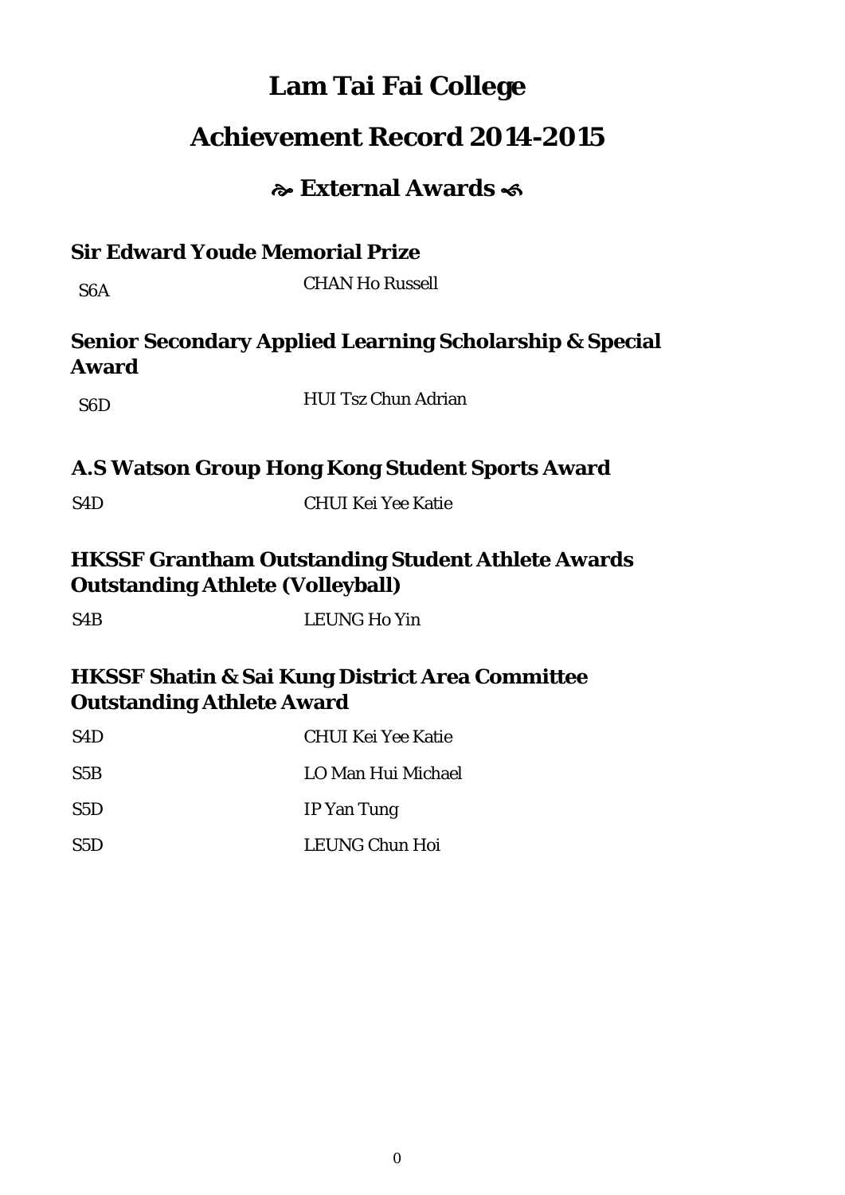# Lam Tai Fai College

# Achievement Record 2014-2015

## ☙ External Awards ❧

### Sir Edward Youde Memorial Prize

| | |
|---|---|
| S6A | CHAN Ho Russell |

### Senior Secondary Applied Learning Scholarship & Special Award

| | |
|---|---|
| S6D | HUI Tsz Chun Adrian |

### A.S Watson Group Hong Kong Student Sports Award

| | |
|---|---|
| S4D | CHUI Kei Yee Katie |

### HKSSF Grantham Outstanding Student Athlete Awards Outstanding Athlete (Volleyball)

| | |
|---|---|
| S4B | LEUNG Ho Yin |

### HKSSF Shatin & Sai Kung District Area Committee Outstanding Athlete Award

| | |
|---|---|
| S4D | CHUI Kei Yee Katie |
| S5B | LO Man Hui Michael |
| S5D | IP Yan Tung |
| S5D | LEUNG Chun Hoi |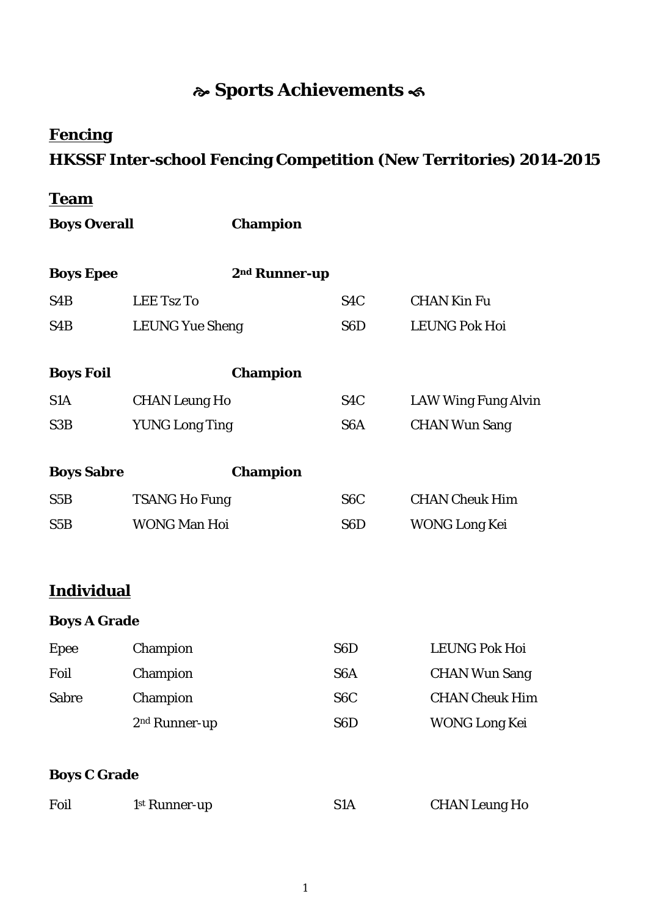# ❧ Sports Achievements ☙

## Fencing

## HKSSF Inter-school Fencing Competition (New Territories) 2014-2015

### Team

**Boys Overall** **Champion**

**Boys Epee** **2nd Runner-up**

| | | | |
|---|---|---|---|
| S4B | LEE Tsz To | S4C | CHAN Kin Fu |
| S4B | LEUNG Yue Sheng | S6D | LEUNG Pok Hoi |

**Boys Foil** **Champion**

| | | | |
|---|---|---|---|
| S1A | CHAN Leung Ho | S4C | LAW Wing Fung Alvin |
| S3B | YUNG Long Ting | S6A | CHAN Wun Sang |

**Boys Sabre** **Champion**

| | | | |
|---|---|---|---|
| S5B | TSANG Ho Fung | S6C | CHAN Cheuk Him |
| S5B | WONG Man Hoi | S6D | WONG Long Kei |

### Individual

**Boys A Grade**

| | | | |
|---|---|---|---|
| Epee | Champion | S6D | LEUNG Pok Hoi |
| Foil | Champion | S6A | CHAN Wun Sang |
| Sabre | Champion | S6C | CHAN Cheuk Him |
| | 2nd Runner-up | S6D | WONG Long Kei |

**Boys C Grade**

| | | | |
|---|---|---|---|
| Foil | 1st Runner-up | S1A | CHAN Leung Ho |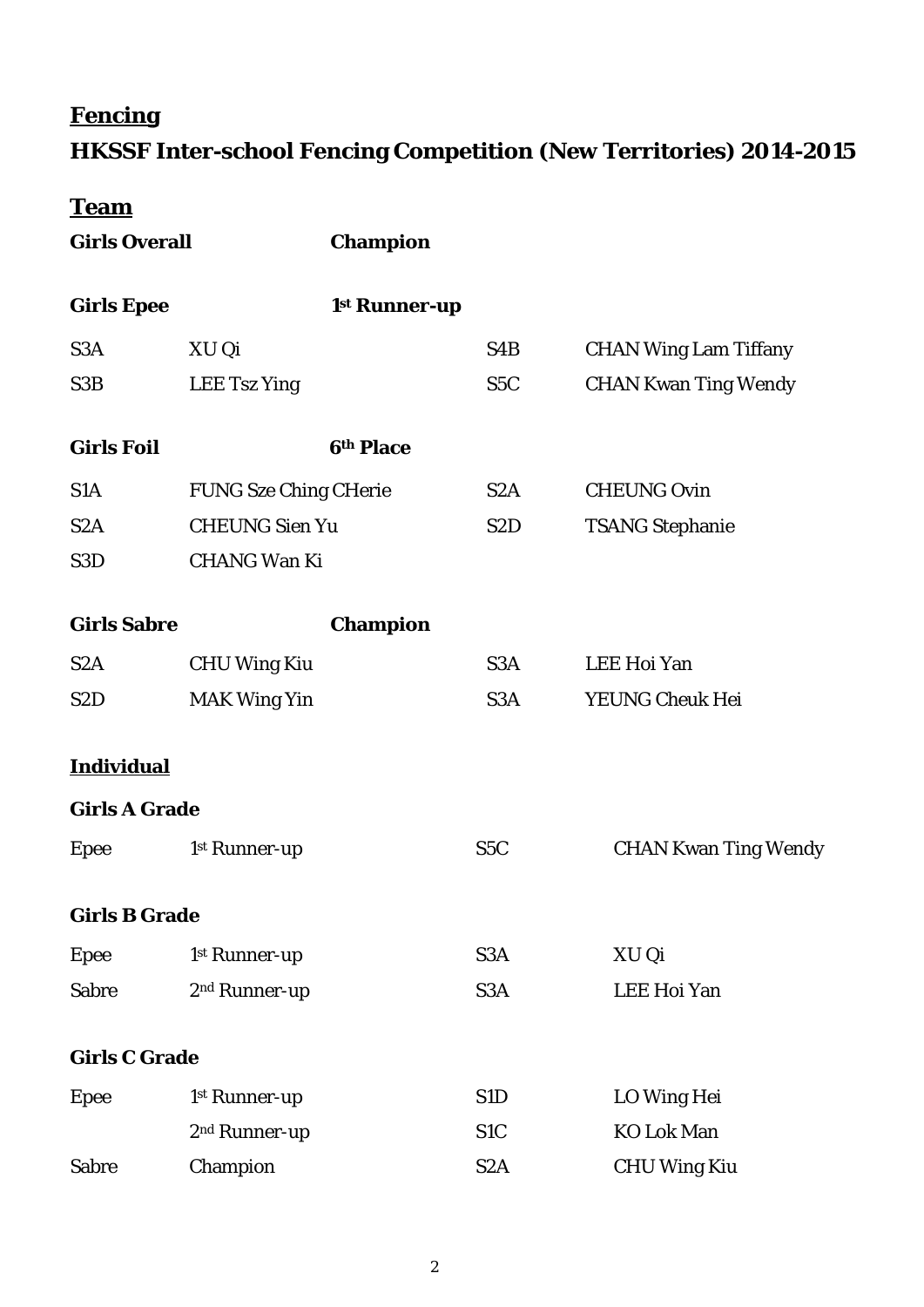## Fencing

## HKSSF Inter-school Fencing Competition (New Territories) 2014-2015

### Team

**Girls Overall** **Champion**

**Girls Epee** **1st Runner-up**

| | | | |
|---|---|---|---|
| S3A | XU Qi | S4B | CHAN Wing Lam Tiffany |
| S3B | LEE Tsz Ying | S5C | CHAN Kwan Ting Wendy |

**Girls Foil** **6th Place**

| | | | |
|---|---|---|---|
| S1A | FUNG Sze Ching CHerie | S2A | CHEUNG Ovin |
| S2A | CHEUNG Sien Yu | S2D | TSANG Stephanie |
| S3D | CHANG Wan Ki | | |

**Girls Sabre** **Champion**

| | | | |
|---|---|---|---|
| S2A | CHU Wing Kiu | S3A | LEE Hoi Yan |
| S2D | MAK Wing Yin | S3A | YEUNG Cheuk Hei |

### Individual

**Girls A Grade**

| | | | |
|---|---|---|---|
| Epee | 1st Runner-up | S5C | CHAN Kwan Ting Wendy |

**Girls B Grade**

| | | | |
|---|---|---|---|
| Epee | 1st Runner-up | S3A | XU Qi |
| Sabre | 2nd Runner-up | S3A | LEE Hoi Yan |

**Girls C Grade**

| | | | |
|---|---|---|---|
| Epee | 1st Runner-up | S1D | LO Wing Hei |
| | 2nd Runner-up | S1C | KO Lok Man |
| Sabre | Champion | S2A | CHU Wing Kiu |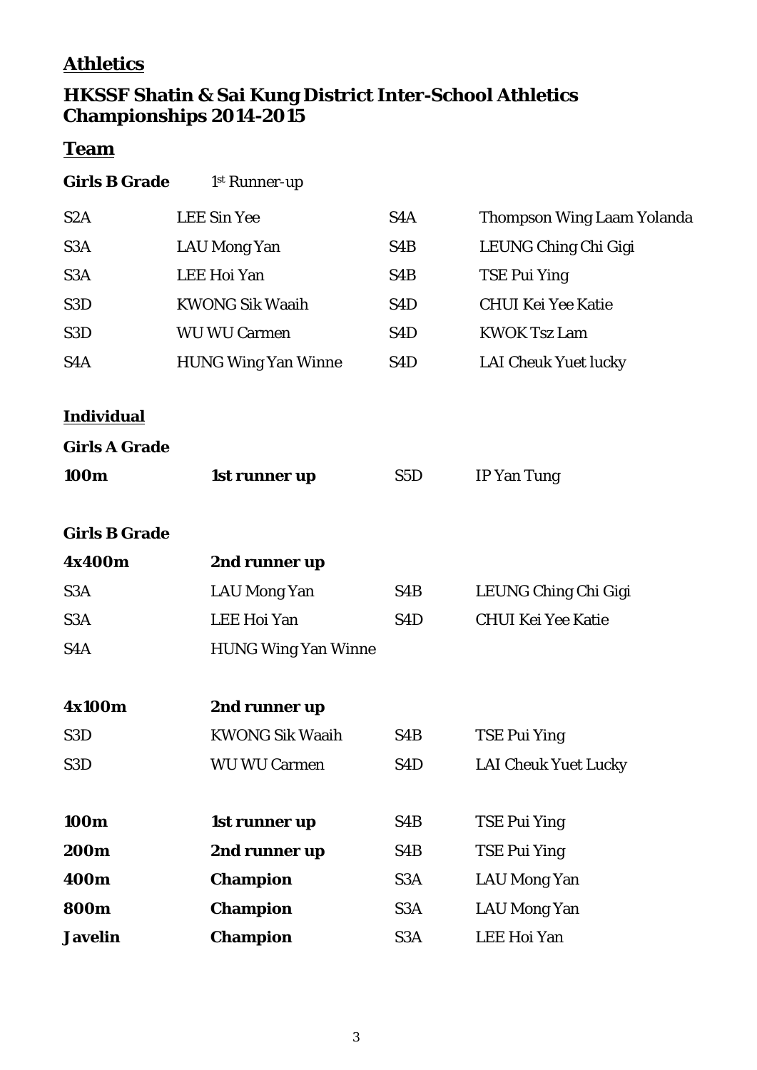## Athletics

## HKSSF Shatin & Sai Kung District Inter-School Athletics Championships 2014-2015

### Team

**Girls B Grade** 1st Runner-up

| | | | |
|---|---|---|---|
| S2A | LEE Sin Yee | S4A | Thompson Wing Laam Yolanda |
| S3A | LAU Mong Yan | S4B | LEUNG Ching Chi Gigi |
| S3A | LEE Hoi Yan | S4B | TSE Pui Ying |
| S3D | KWONG Sik Waaih | S4D | CHUI Kei Yee Katie |
| S3D | WU WU Carmen | S4D | KWOK Tsz Lam |
| S4A | HUNG Wing Yan Winne | S4D | LAI Cheuk Yuet lucky |

### Individual

**Girls A Grade**

| | | | |
|---|---|---|---|
| **100m** | **1st runner up** | S5D | IP Yan Tung |

**Girls B Grade**

**4x400m** **2nd runner up**

| | | | |
|---|---|---|---|
| S3A | LAU Mong Yan | S4B | LEUNG Ching Chi Gigi |
| S3A | LEE Hoi Yan | S4D | CHUI Kei Yee Katie |
| S4A | HUNG Wing Yan Winne | | |

**4x100m** **2nd runner up**

| | | | |
|---|---|---|---|
| S3D | KWONG Sik Waaih | S4B | TSE Pui Ying |
| S3D | WU WU Carmen | S4D | LAI Cheuk Yuet Lucky |

| | | | |
|---|---|---|---|
| **100m** | **1st runner up** | S4B | TSE Pui Ying |
| **200m** | **2nd runner up** | S4B | TSE Pui Ying |
| **400m** | **Champion** | S3A | LAU Mong Yan |
| **800m** | **Champion** | S3A | LAU Mong Yan |
| **Javelin** | **Champion** | S3A | LEE Hoi Yan |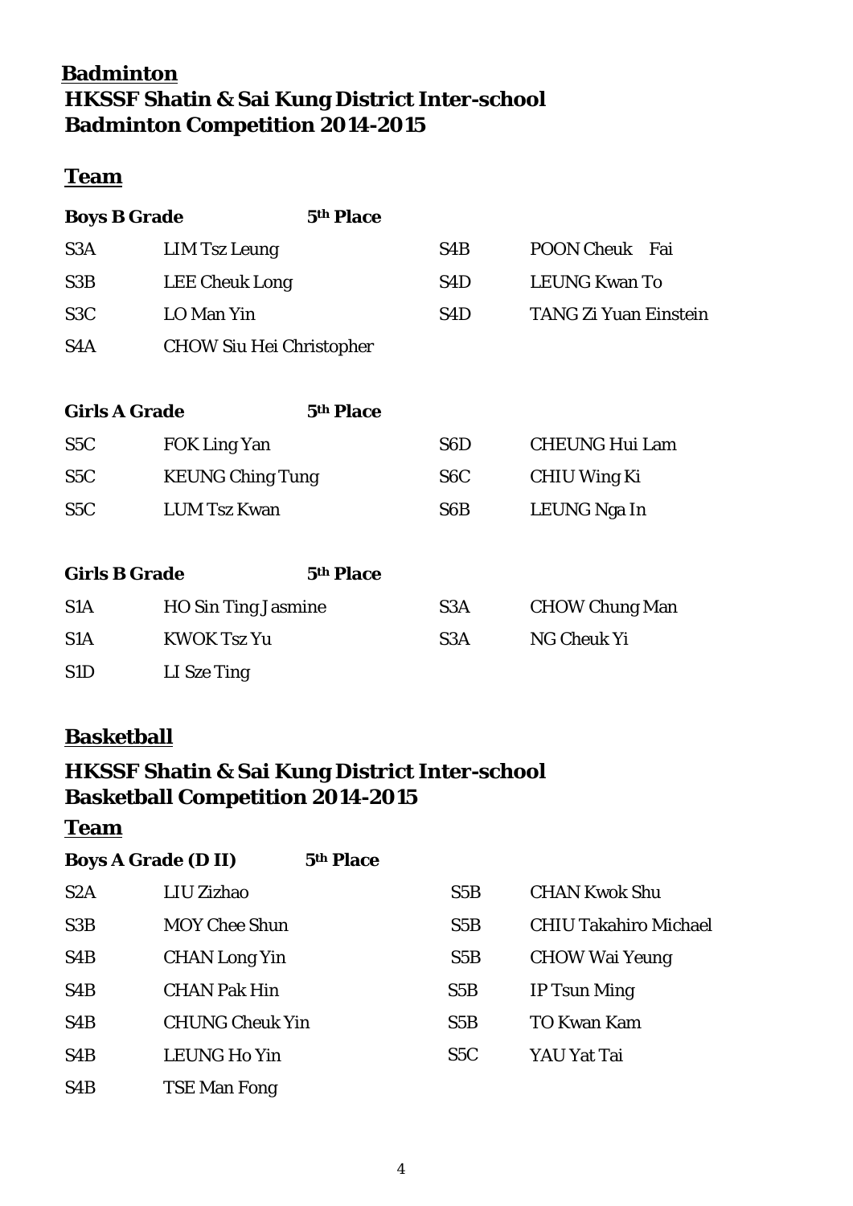## Badminton

### HKSSF Shatin & Sai Kung District Inter-school Badminton Competition 2014-2015

#### Team

**Boys B Grade** **5th Place**

| | | | |
|---|---|---|---|
| S3A | LIM Tsz Leung | S4B | POON Cheuk Fai |
| S3B | LEE Cheuk Long | S4D | LEUNG Kwan To |
| S3C | LO Man Yin | S4D | TANG Zi Yuan Einstein |
| S4A | CHOW Siu Hei Christopher | | |

**Girls A Grade** **5th Place**

| | | | |
|---|---|---|---|
| S5C | FOK Ling Yan | S6D | CHEUNG Hui Lam |
| S5C | KEUNG Ching Tung | S6C | CHIU Wing Ki |
| S5C | LUM Tsz Kwan | S6B | LEUNG Nga In |

**Girls B Grade** **5th Place**

| | | | |
|---|---|---|---|
| S1A | HO Sin Ting Jasmine | S3A | CHOW Chung Man |
| S1A | KWOK Tsz Yu | S3A | NG Cheuk Yi |
| S1D | LI Sze Ting | | |

## Basketball

### HKSSF Shatin & Sai Kung District Inter-school Basketball Competition 2014-2015

#### Team

**Boys A Grade (D II)** **5th Place**

| | | | |
|---|---|---|---|
| S2A | LIU Zizhao | S5B | CHAN Kwok Shu |
| S3B | MOY Chee Shun | S5B | CHIU Takahiro Michael |
| S4B | CHAN Long Yin | S5B | CHOW Wai Yeung |
| S4B | CHAN Pak Hin | S5B | IP Tsun Ming |
| S4B | CHUNG Cheuk Yin | S5B | TO Kwan Kam |
| S4B | LEUNG Ho Yin | S5C | YAU Yat Tai |
| S4B | TSE Man Fong | | |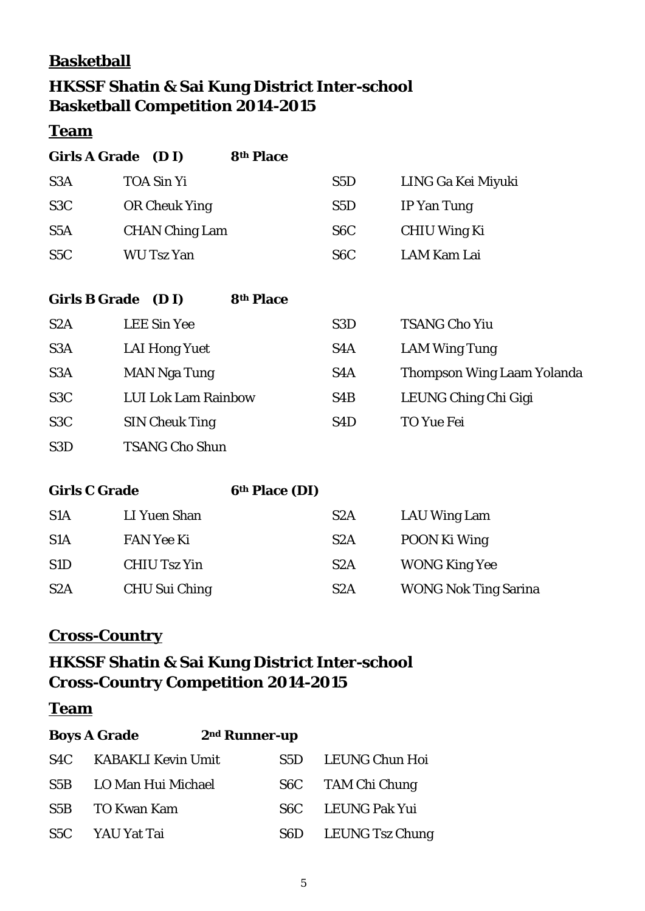## Basketball

### HKSSF Shatin & Sai Kung District Inter-school Basketball Competition 2014-2015

### Team

**Girls A Grade (D I) 8th Place**

| | | | |
|---|---|---|---|
| S3A | TOA Sin Yi | S5D | LING Ga Kei Miyuki |
| S3C | OR Cheuk Ying | S5D | IP Yan Tung |
| S5A | CHAN Ching Lam | S6C | CHIU Wing Ki |
| S5C | WU Tsz Yan | S6C | LAM Kam Lai |

**Girls B Grade (D I) 8th Place**

| | | | |
|---|---|---|---|
| S2A | LEE Sin Yee | S3D | TSANG Cho Yiu |
| S3A | LAI Hong Yuet | S4A | LAM Wing Tung |
| S3A | MAN Nga Tung | S4A | Thompson Wing Laam Yolanda |
| S3C | LUI Lok Lam Rainbow | S4B | LEUNG Ching Chi Gigi |
| S3C | SIN Cheuk Ting | S4D | TO Yue Fei |
| S3D | TSANG Cho Shun | | |

**Girls C Grade 6th Place (DI)**

| | | | |
|---|---|---|---|
| S1A | LI Yuen Shan | S2A | LAU Wing Lam |
| S1A | FAN Yee Ki | S2A | POON Ki Wing |
| S1D | CHIU Tsz Yin | S2A | WONG King Yee |
| S2A | CHU Sui Ching | S2A | WONG Nok Ting Sarina |

## Cross-Country

### HKSSF Shatin & Sai Kung District Inter-school Cross-Country Competition 2014-2015

### Team

**Boys A Grade 2nd Runner-up**

| | | | |
|---|---|---|---|
| S4C | KABAKLI Kevin Umit | S5D | LEUNG Chun Hoi |
| S5B | LO Man Hui Michael | S6C | TAM Chi Chung |
| S5B | TO Kwan Kam | S6C | LEUNG Pak Yui |
| S5C | YAU Yat Tai | S6D | LEUNG Tsz Chung |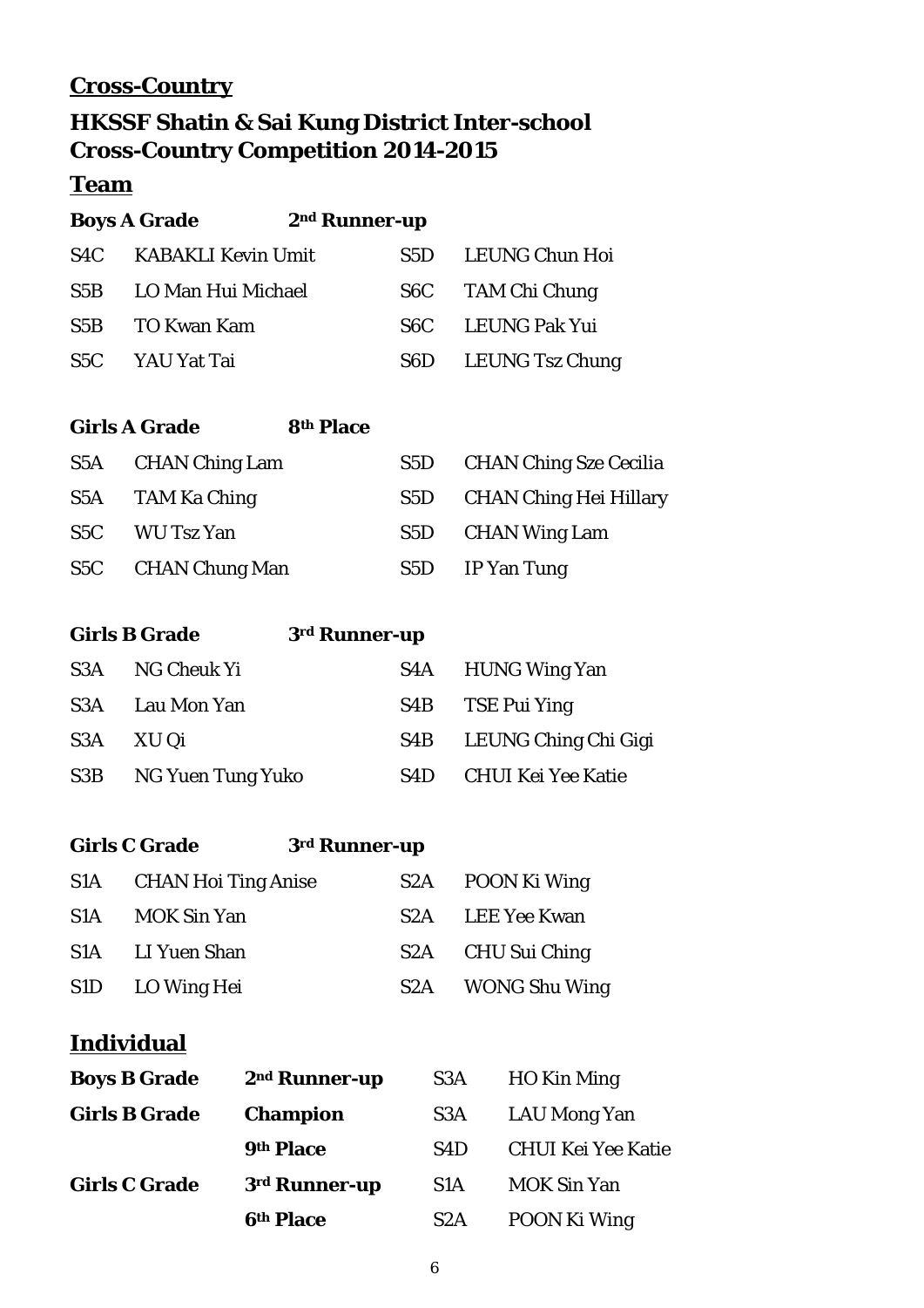## Cross-Country

## HKSSF Shatin & Sai Kung District Inter-school Cross-Country Competition 2014-2015

### Team

**Boys A Grade** **2nd Runner-up**

| | | | |
|---|---|---|---|
| S4C | KABAKLI Kevin Umit | S5D | LEUNG Chun Hoi |
| S5B | LO Man Hui Michael | S6C | TAM Chi Chung |
| S5B | TO Kwan Kam | S6C | LEUNG Pak Yui |
| S5C | YAU Yat Tai | S6D | LEUNG Tsz Chung |

**Girls A Grade** **8th Place**

| | | | |
|---|---|---|---|
| S5A | CHAN Ching Lam | S5D | CHAN Ching Sze Cecilia |
| S5A | TAM Ka Ching | S5D | CHAN Ching Hei Hillary |
| S5C | WU Tsz Yan | S5D | CHAN Wing Lam |
| S5C | CHAN Chung Man | S5D | IP Yan Tung |

**Girls B Grade** **3rd Runner-up**

| | | | |
|---|---|---|---|
| S3A | NG Cheuk Yi | S4A | HUNG Wing Yan |
| S3A | Lau Mon Yan | S4B | TSE Pui Ying |
| S3A | XU Qi | S4B | LEUNG Ching Chi Gigi |
| S3B | NG Yuen Tung Yuko | S4D | CHUI Kei Yee Katie |

**Girls C Grade** **3rd Runner-up**

| | | | |
|---|---|---|---|
| S1A | CHAN Hoi Ting Anise | S2A | POON Ki Wing |
| S1A | MOK Sin Yan | S2A | LEE Yee Kwan |
| S1A | LI Yuen Shan | S2A | CHU Sui Ching |
| S1D | LO Wing Hei | S2A | WONG Shu Wing |

### Individual

| | | | |
|---|---|---|---|
| **Boys B Grade** | **2nd Runner-up** | S3A | HO Kin Ming |
| **Girls B Grade** | **Champion** | S3A | LAU Mong Yan |
| | **9th Place** | S4D | CHUI Kei Yee Katie |
| **Girls C Grade** | **3rd Runner-up** | S1A | MOK Sin Yan |
| | **6th Place** | S2A | POON Ki Wing |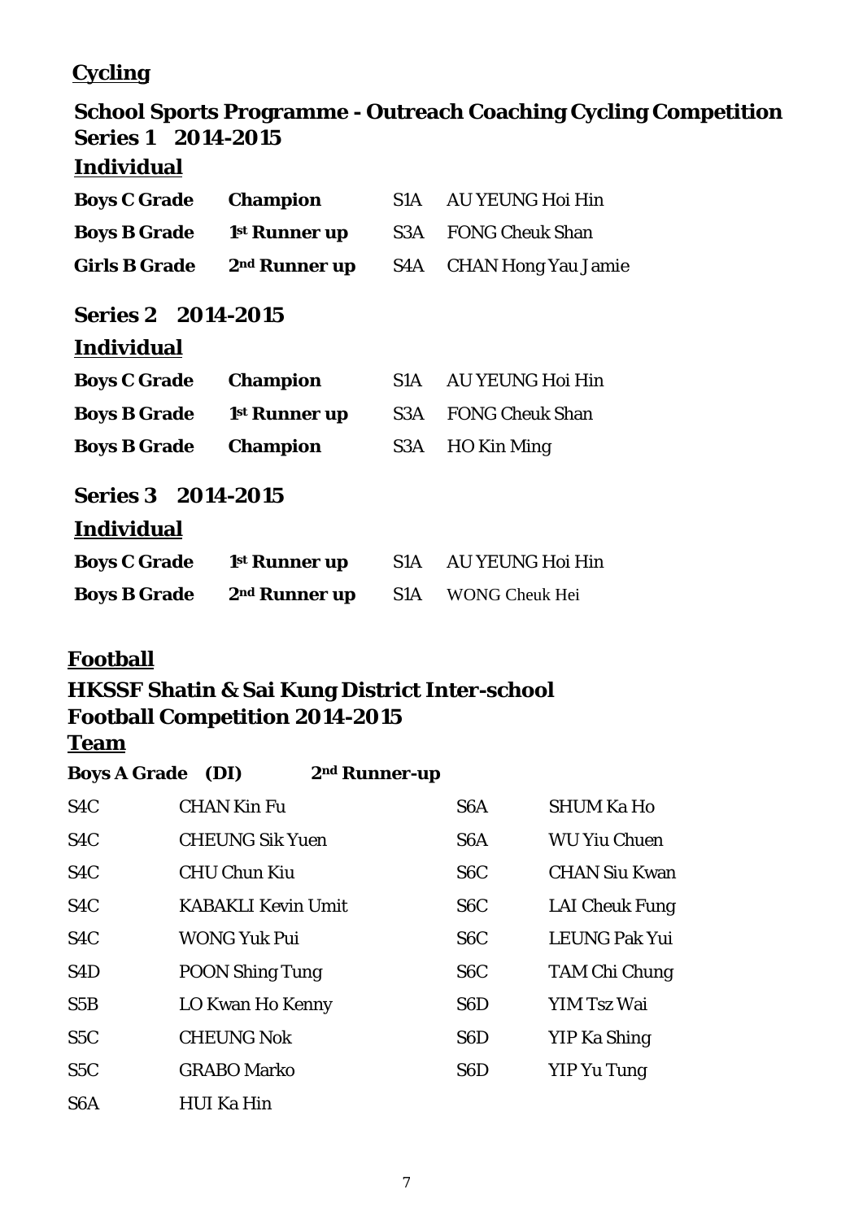## Cycling

### School Sports Programme - Outreach Coaching Cycling Competition Series 1 2014-2015

**Individual**

| | | | |
|---|---|---|---|
| **Boys C Grade** | **Champion** | S1A | AU YEUNG Hoi Hin |
| **Boys B Grade** | **1st Runner up** | S3A | FONG Cheuk Shan |
| **Girls B Grade** | **2nd Runner up** | S4A | CHAN Hong Yau Jamie |

### Series 2 2014-2015

**Individual**

| | | | |
|---|---|---|---|
| **Boys C Grade** | **Champion** | S1A | AU YEUNG Hoi Hin |
| **Boys B Grade** | **1st Runner up** | S3A | FONG Cheuk Shan |
| **Boys B Grade** | **Champion** | S3A | HO Kin Ming |

### Series 3 2014-2015

**Individual**

| | | | |
|---|---|---|---|
| **Boys C Grade** | **1st Runner up** | S1A | AU YEUNG Hoi Hin |
| **Boys B Grade** | **2nd Runner up** | S1A | WONG Cheuk Hei |

## Football

### HKSSF Shatin & Sai Kung District Inter-school Football Competition 2014-2015

**Team**

**Boys A Grade (DI) 2nd Runner-up**

| | | | |
|---|---|---|---|
| S4C | CHAN Kin Fu | S6A | SHUM Ka Ho |
| S4C | CHEUNG Sik Yuen | S6A | WU Yiu Chuen |
| S4C | CHU Chun Kiu | S6C | CHAN Siu Kwan |
| S4C | KABAKLI Kevin Umit | S6C | LAI Cheuk Fung |
| S4C | WONG Yuk Pui | S6C | LEUNG Pak Yui |
| S4D | POON Shing Tung | S6C | TAM Chi Chung |
| S5B | LO Kwan Ho Kenny | S6D | YIM Tsz Wai |
| S5C | CHEUNG Nok | S6D | YIP Ka Shing |
| S5C | GRABO Marko | S6D | YIP Yu Tung |
| S6A | HUI Ka Hin | | |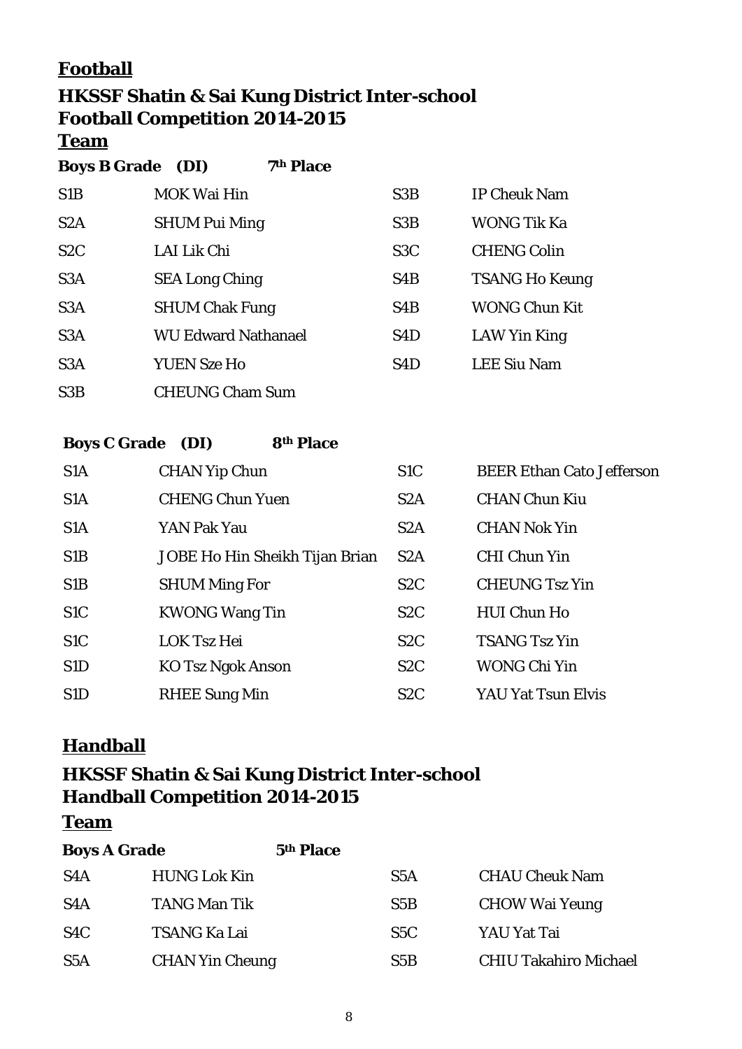## Football

### HKSSF Shatin & Sai Kung District Inter-school Football Competition 2014-2015

#### Team

**Boys B Grade (DI) 7th Place**

| | | | |
|---|---|---|---|
| S1B | MOK Wai Hin | S3B | IP Cheuk Nam |
| S2A | SHUM Pui Ming | S3B | WONG Tik Ka |
| S2C | LAI Lik Chi | S3C | CHENG Colin |
| S3A | SEA Long Ching | S4B | TSANG Ho Keung |
| S3A | SHUM Chak Fung | S4B | WONG Chun Kit |
| S3A | WU Edward Nathanael | S4D | LAW Yin King |
| S3A | YUEN Sze Ho | S4D | LEE Siu Nam |
| S3B | CHEUNG Cham Sum | | |

**Boys C Grade (DI) 8th Place**

| | | | |
|---|---|---|---|
| S1A | CHAN Yip Chun | S1C | BEER Ethan Cato Jefferson |
| S1A | CHENG Chun Yuen | S2A | CHAN Chun Kiu |
| S1A | YAN Pak Yau | S2A | CHAN Nok Yin |
| S1B | JOBE Ho Hin Sheikh Tijan Brian | S2A | CHI Chun Yin |
| S1B | SHUM Ming For | S2C | CHEUNG Tsz Yin |
| S1C | KWONG Wang Tin | S2C | HUI Chun Ho |
| S1C | LOK Tsz Hei | S2C | TSANG Tsz Yin |
| S1D | KO Tsz Ngok Anson | S2C | WONG Chi Yin |
| S1D | RHEE Sung Min | S2C | YAU Yat Tsun Elvis |

## Handball

### HKSSF Shatin & Sai Kung District Inter-school Handball Competition 2014-2015

#### Team

**Boys A Grade 5th Place**

| | | | |
|---|---|---|---|
| S4A | HUNG Lok Kin | S5A | CHAU Cheuk Nam |
| S4A | TANG Man Tik | S5B | CHOW Wai Yeung |
| S4C | TSANG Ka Lai | S5C | YAU Yat Tai |
| S5A | CHAN Yin Cheung | S5B | CHIU Takahiro Michael |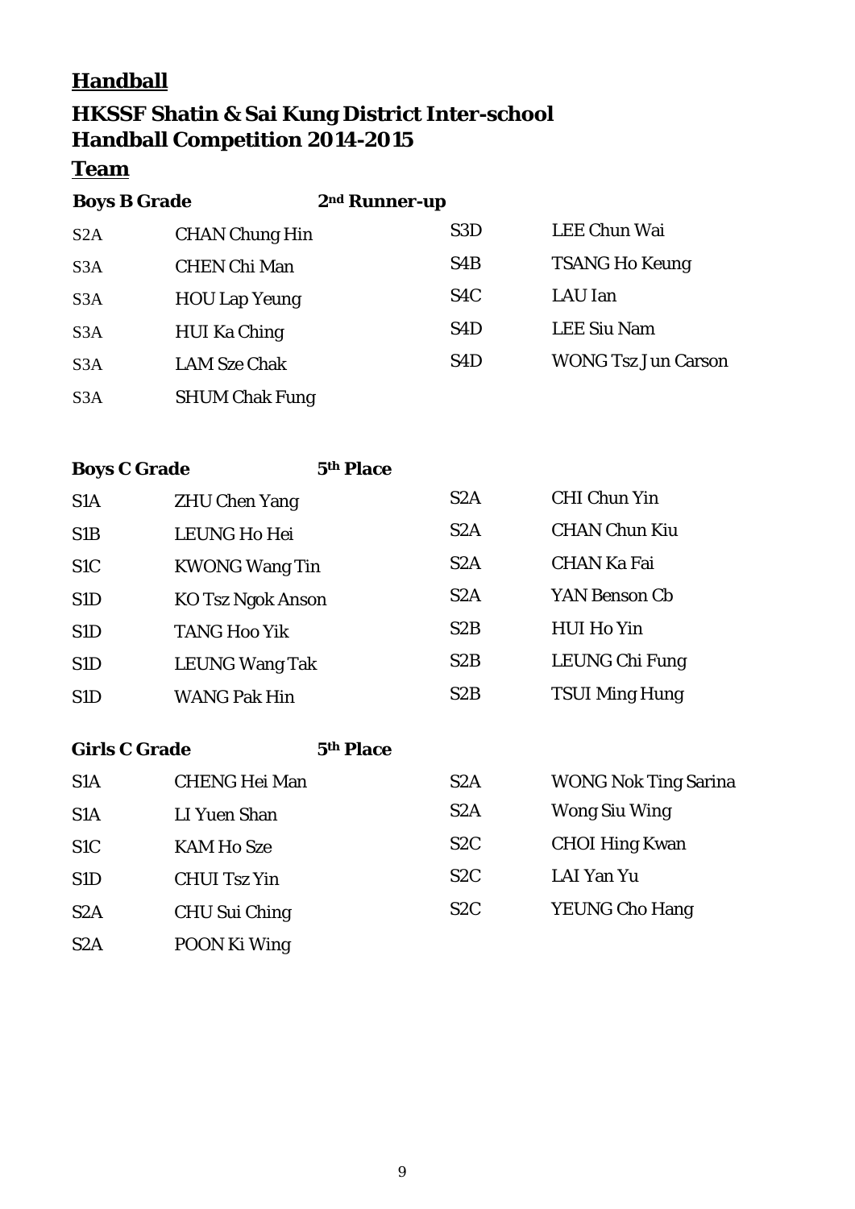# Handball

## HKSSF Shatin & Sai Kung District Inter-school Handball Competition 2014-2015

### Team

**Boys B Grade** **2nd Runner-up**

| | | | |
|---|---|---|---|
| S2A | CHAN Chung Hin | S3D | LEE Chun Wai |
| S3A | CHEN Chi Man | S4B | TSANG Ho Keung |
| S3A | HOU Lap Yeung | S4C | LAU Ian |
| S3A | HUI Ka Ching | S4D | LEE Siu Nam |
| S3A | LAM Sze Chak | S4D | WONG Tsz Jun Carson |
| S3A | SHUM Chak Fung | | |

**Boys C Grade** **5th Place**

| | | | |
|---|---|---|---|
| S1A | ZHU Chen Yang | S2A | CHI Chun Yin |
| S1B | LEUNG Ho Hei | S2A | CHAN Chun Kiu |
| S1C | KWONG Wang Tin | S2A | CHAN Ka Fai |
| S1D | KO Tsz Ngok Anson | S2A | YAN Benson Cb |
| S1D | TANG Hoo Yik | S2B | HUI Ho Yin |
| S1D | LEUNG Wang Tak | S2B | LEUNG Chi Fung |
| S1D | WANG Pak Hin | S2B | TSUI Ming Hung |

**Girls C Grade** **5th Place**

| | | | |
|---|---|---|---|
| S1A | CHENG Hei Man | S2A | WONG Nok Ting Sarina |
| S1A | LI Yuen Shan | S2A | Wong Siu Wing |
| S1C | KAM Ho Sze | S2C | CHOI Hing Kwan |
| S1D | CHUI Tsz Yin | S2C | LAI Yan Yu |
| S2A | CHU Sui Ching | S2C | YEUNG Cho Hang |
| S2A | POON Ki Wing | | |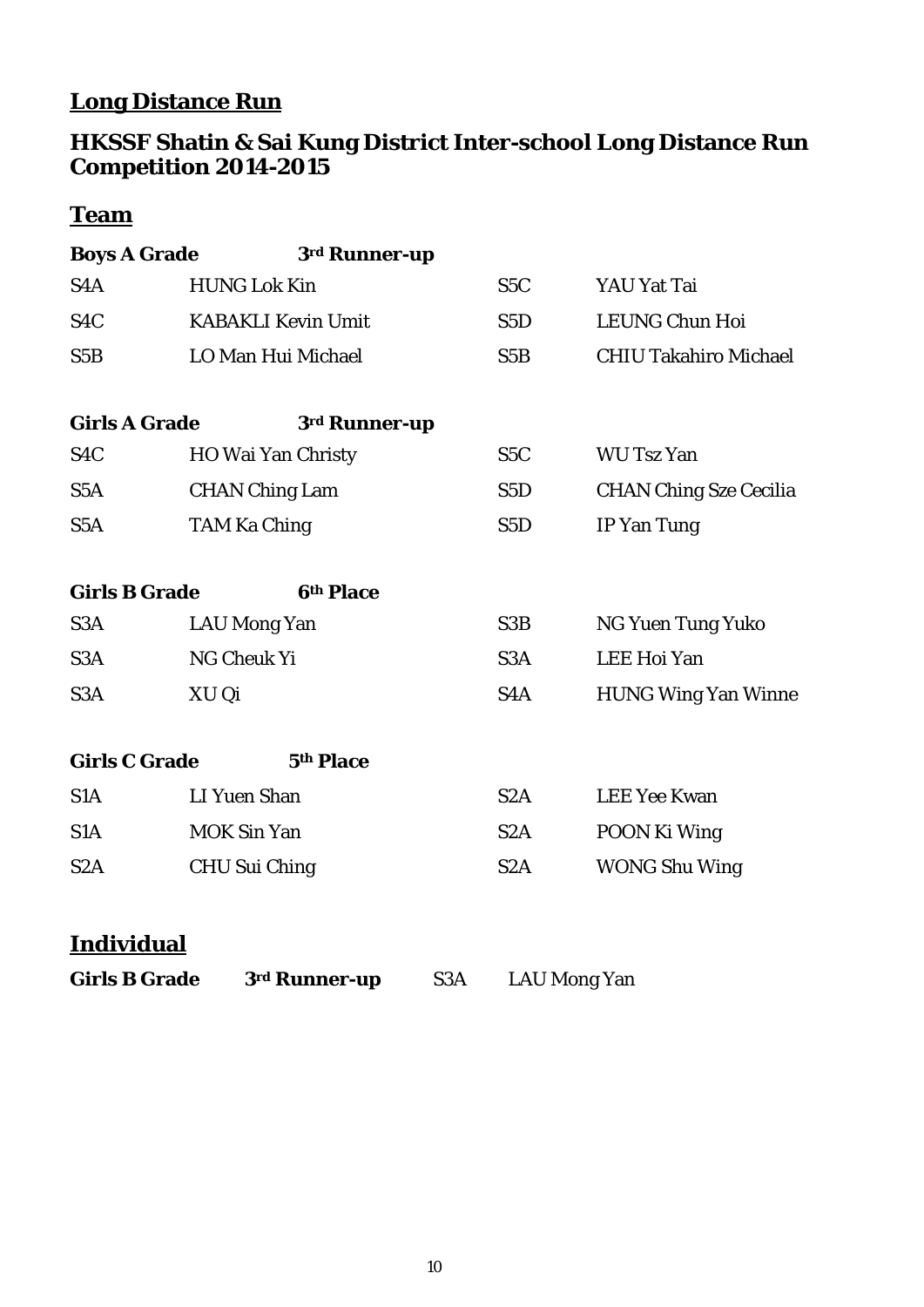## Long Distance Run

### HKSSF Shatin & Sai Kung District Inter-school Long Distance Run Competition 2014-2015

## Team

**Boys A Grade** **3rd Runner-up**

| | | | |
|---|---|---|---|
| S4A | HUNG Lok Kin | S5C | YAU Yat Tai |
| S4C | KABAKLI Kevin Umit | S5D | LEUNG Chun Hoi |
| S5B | LO Man Hui Michael | S5B | CHIU Takahiro Michael |

**Girls A Grade** **3rd Runner-up**

| | | | |
|---|---|---|---|
| S4C | HO Wai Yan Christy | S5C | WU Tsz Yan |
| S5A | CHAN Ching Lam | S5D | CHAN Ching Sze Cecilia |
| S5A | TAM Ka Ching | S5D | IP Yan Tung |

**Girls B Grade** **6th Place**

| | | | |
|---|---|---|---|
| S3A | LAU Mong Yan | S3B | NG Yuen Tung Yuko |
| S3A | NG Cheuk Yi | S3A | LEE Hoi Yan |
| S3A | XU Qi | S4A | HUNG Wing Yan Winne |

**Girls C Grade** **5th Place**

| | | | |
|---|---|---|---|
| S1A | LI Yuen Shan | S2A | LEE Yee Kwan |
| S1A | MOK Sin Yan | S2A | POON Ki Wing |
| S2A | CHU Sui Ching | S2A | WONG Shu Wing |

## Individual

**Girls B Grade** **3rd Runner-up** S3A LAU Mong Yan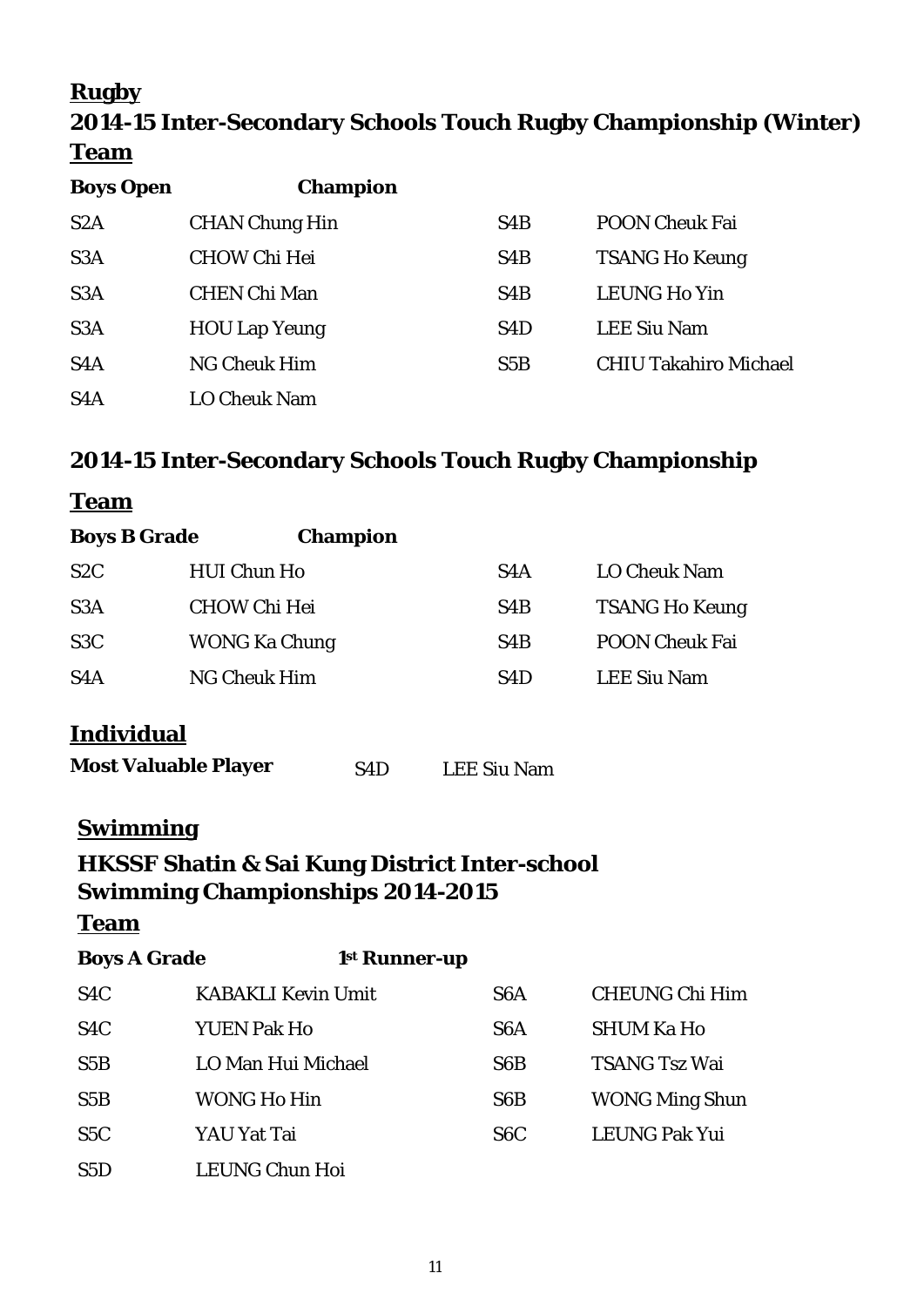## Rugby

### 2014-15 Inter-Secondary Schools Touch Rugby Championship (Winter)

#### Team

**Boys Open** **Champion**

| | | | |
|---|---|---|---|
| S2A | CHAN Chung Hin | S4B | POON Cheuk Fai |
| S3A | CHOW Chi Hei | S4B | TSANG Ho Keung |
| S3A | CHEN Chi Man | S4B | LEUNG Ho Yin |
| S3A | HOU Lap Yeung | S4D | LEE Siu Nam |
| S4A | NG Cheuk Him | S5B | CHIU Takahiro Michael |
| S4A | LO Cheuk Nam | | |

### 2014-15 Inter-Secondary Schools Touch Rugby Championship

#### Team

**Boys B Grade** **Champion**

| | | | |
|---|---|---|---|
| S2C | HUI Chun Ho | S4A | LO Cheuk Nam |
| S3A | CHOW Chi Hei | S4B | TSANG Ho Keung |
| S3C | WONG Ka Chung | S4B | POON Cheuk Fai |
| S4A | NG Cheuk Him | S4D | LEE Siu Nam |

#### Individual

**Most Valuable Player** S4D LEE Siu Nam

## Swimming

### HKSSF Shatin & Sai Kung District Inter-school Swimming Championships 2014-2015

#### Team

**Boys A Grade** **1st Runner-up**

| | | | |
|---|---|---|---|
| S4C | KABAKLI Kevin Umit | S6A | CHEUNG Chi Him |
| S4C | YUEN Pak Ho | S6A | SHUM Ka Ho |
| S5B | LO Man Hui Michael | S6B | TSANG Tsz Wai |
| S5B | WONG Ho Hin | S6B | WONG Ming Shun |
| S5C | YAU Yat Tai | S6C | LEUNG Pak Yui |
| S5D | LEUNG Chun Hoi | | |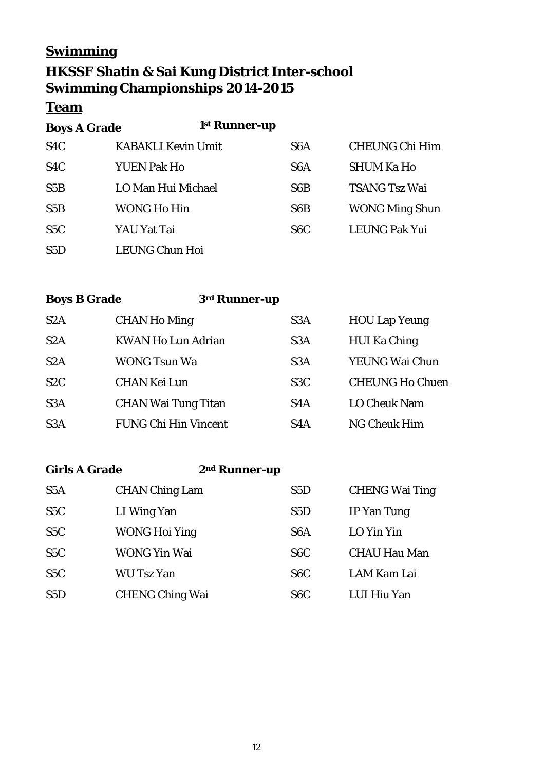## Swimming

## HKSSF Shatin & Sai Kung District Inter-school Swimming Championships 2014-2015

### Team

**Boys A Grade** **1st Runner-up**

| | | | |
|---|---|---|---|
| S4C | KABAKLI Kevin Umit | S6A | CHEUNG Chi Him |
| S4C | YUEN Pak Ho | S6A | SHUM Ka Ho |
| S5B | LO Man Hui Michael | S6B | TSANG Tsz Wai |
| S5B | WONG Ho Hin | S6B | WONG Ming Shun |
| S5C | YAU Yat Tai | S6C | LEUNG Pak Yui |
| S5D | LEUNG Chun Hoi | | |

**Boys B Grade** **3rd Runner-up**

| | | | |
|---|---|---|---|
| S2A | CHAN Ho Ming | S3A | HOU Lap Yeung |
| S2A | KWAN Ho Lun Adrian | S3A | HUI Ka Ching |
| S2A | WONG Tsun Wa | S3A | YEUNG Wai Chun |
| S2C | CHAN Kei Lun | S3C | CHEUNG Ho Chuen |
| S3A | CHAN Wai Tung Titan | S4A | LO Cheuk Nam |
| S3A | FUNG Chi Hin Vincent | S4A | NG Cheuk Him |

**Girls A Grade** **2nd Runner-up**

| | | | |
|---|---|---|---|
| S5A | CHAN Ching Lam | S5D | CHENG Wai Ting |
| S5C | LI Wing Yan | S5D | IP Yan Tung |
| S5C | WONG Hoi Ying | S6A | LO Yin Yin |
| S5C | WONG Yin Wai | S6C | CHAU Hau Man |
| S5C | WU Tsz Yan | S6C | LAM Kam Lai |
| S5D | CHENG Ching Wai | S6C | LUI Hiu Yan |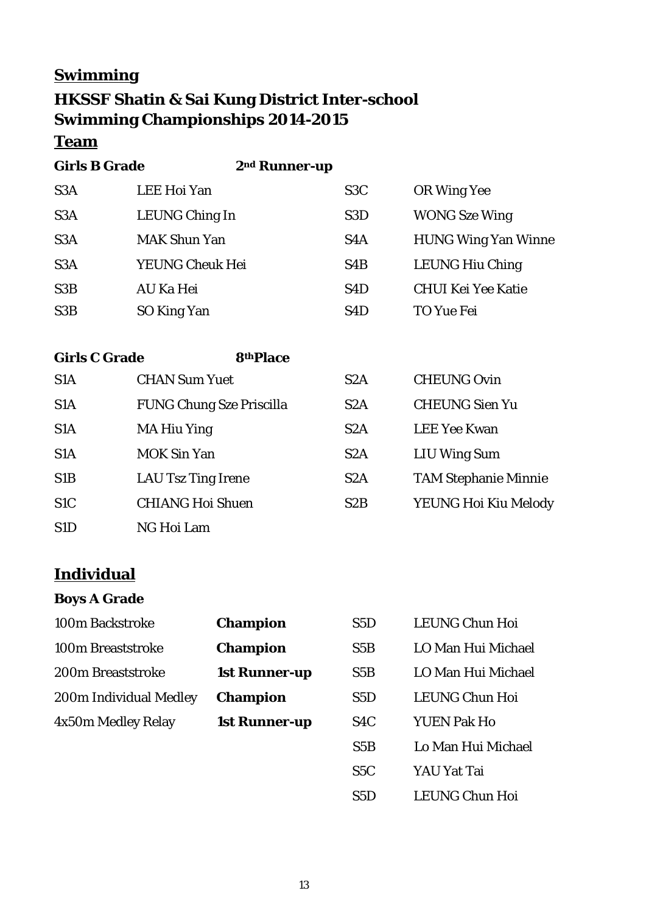## Swimming

## HKSSF Shatin & Sai Kung District Inter-school Swimming Championships 2014-2015

### Team

**Girls B Grade** **2nd Runner-up**

| | | | |
|---|---|---|---|
| S3A | LEE Hoi Yan | S3C | OR Wing Yee |
| S3A | LEUNG Ching In | S3D | WONG Sze Wing |
| S3A | MAK Shun Yan | S4A | HUNG Wing Yan Winne |
| S3A | YEUNG Cheuk Hei | S4B | LEUNG Hiu Ching |
| S3B | AU Ka Hei | S4D | CHUI Kei Yee Katie |
| S3B | SO King Yan | S4D | TO Yue Fei |

**Girls C Grade** **8th Place**

| | | | |
|---|---|---|---|
| S1A | CHAN Sum Yuet | S2A | CHEUNG Ovin |
| S1A | FUNG Chung Sze Priscilla | S2A | CHEUNG Sien Yu |
| S1A | MA Hiu Ying | S2A | LEE Yee Kwan |
| S1A | MOK Sin Yan | S2A | LIU Wing Sum |
| S1B | LAU Tsz Ting Irene | S2A | TAM Stephanie Minnie |
| S1C | CHIANG Hoi Shuen | S2B | YEUNG Hoi Kiu Melody |
| S1D | NG Hoi Lam | | |

### Individual

**Boys A Grade**

| | | | |
|---|---|---|---|
| 100m Backstroke | **Champion** | S5D | LEUNG Chun Hoi |
| 100m Breaststroke | **Champion** | S5B | LO Man Hui Michael |
| 200m Breaststroke | **1st Runner-up** | S5B | LO Man Hui Michael |
| 200m Individual Medley | **Champion** | S5D | LEUNG Chun Hoi |
| 4x50m Medley Relay | **1st Runner-up** | S4C | YUEN Pak Ho |
| | | S5B | Lo Man Hui Michael |
| | | S5C | YAU Yat Tai |
| | | S5D | LEUNG Chun Hoi |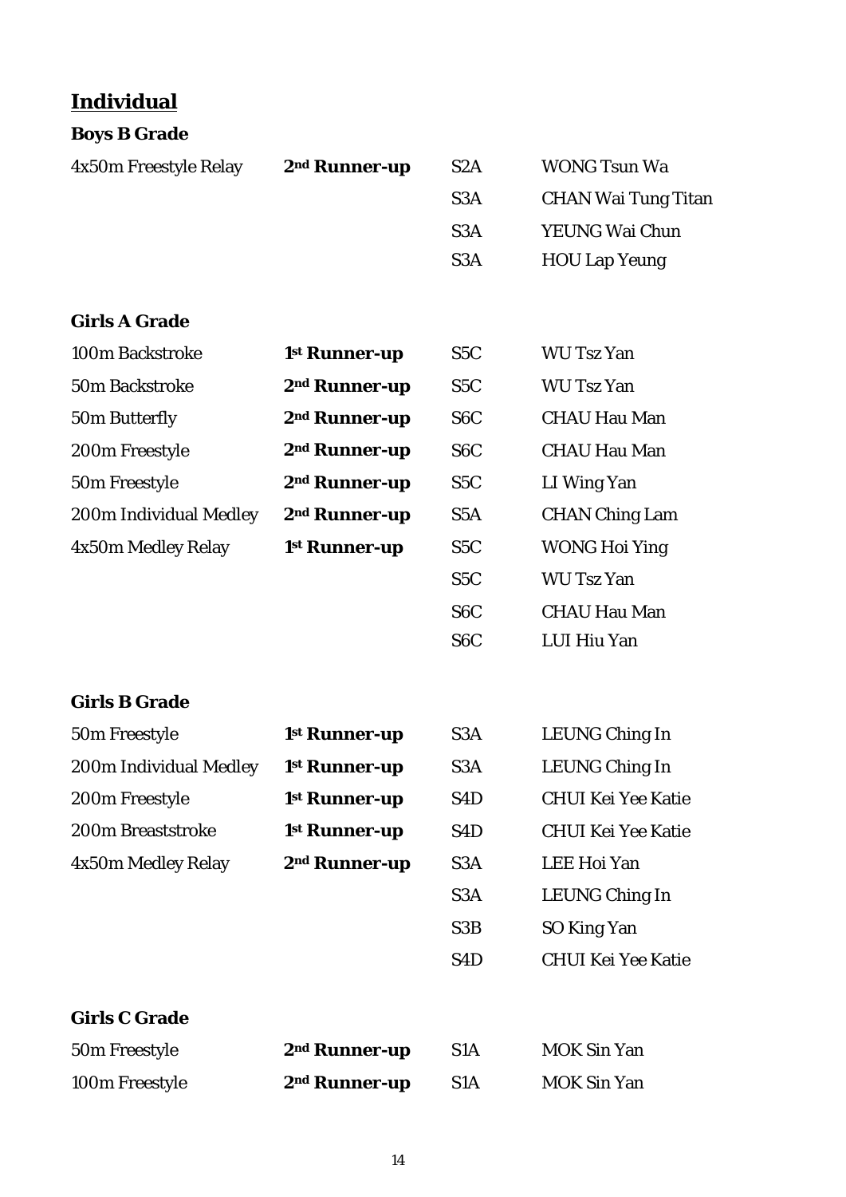## Individual

### Boys B Grade

| | | | |
|---|---|---|---|
| 4x50m Freestyle Relay | **2nd Runner-up** | S2A | WONG Tsun Wa |
| | | S3A | CHAN Wai Tung Titan |
| | | S3A | YEUNG Wai Chun |
| | | S3A | HOU Lap Yeung |

### Girls A Grade

| | | | |
|---|---|---|---|
| 100m Backstroke | **1st Runner-up** | S5C | WU Tsz Yan |
| 50m Backstroke | **2nd Runner-up** | S5C | WU Tsz Yan |
| 50m Butterfly | **2nd Runner-up** | S6C | CHAU Hau Man |
| 200m Freestyle | **2nd Runner-up** | S6C | CHAU Hau Man |
| 50m Freestyle | **2nd Runner-up** | S5C | LI Wing Yan |
| 200m Individual Medley | **2nd Runner-up** | S5A | CHAN Ching Lam |
| 4x50m Medley Relay | **1st Runner-up** | S5C | WONG Hoi Ying |
| | | S5C | WU Tsz Yan |
| | | S6C | CHAU Hau Man |
| | | S6C | LUI Hiu Yan |

### Girls B Grade

| | | | |
|---|---|---|---|
| 50m Freestyle | **1st Runner-up** | S3A | LEUNG Ching In |
| 200m Individual Medley | **1st Runner-up** | S3A | LEUNG Ching In |
| 200m Freestyle | **1st Runner-up** | S4D | CHUI Kei Yee Katie |
| 200m Breaststroke | **1st Runner-up** | S4D | CHUI Kei Yee Katie |
| 4x50m Medley Relay | **2nd Runner-up** | S3A | LEE Hoi Yan |
| | | S3A | LEUNG Ching In |
| | | S3B | SO King Yan |
| | | S4D | CHUI Kei Yee Katie |

### Girls C Grade

| | | | |
|---|---|---|---|
| 50m Freestyle | **2nd Runner-up** | S1A | MOK Sin Yan |
| 100m Freestyle | **2nd Runner-up** | S1A | MOK Sin Yan |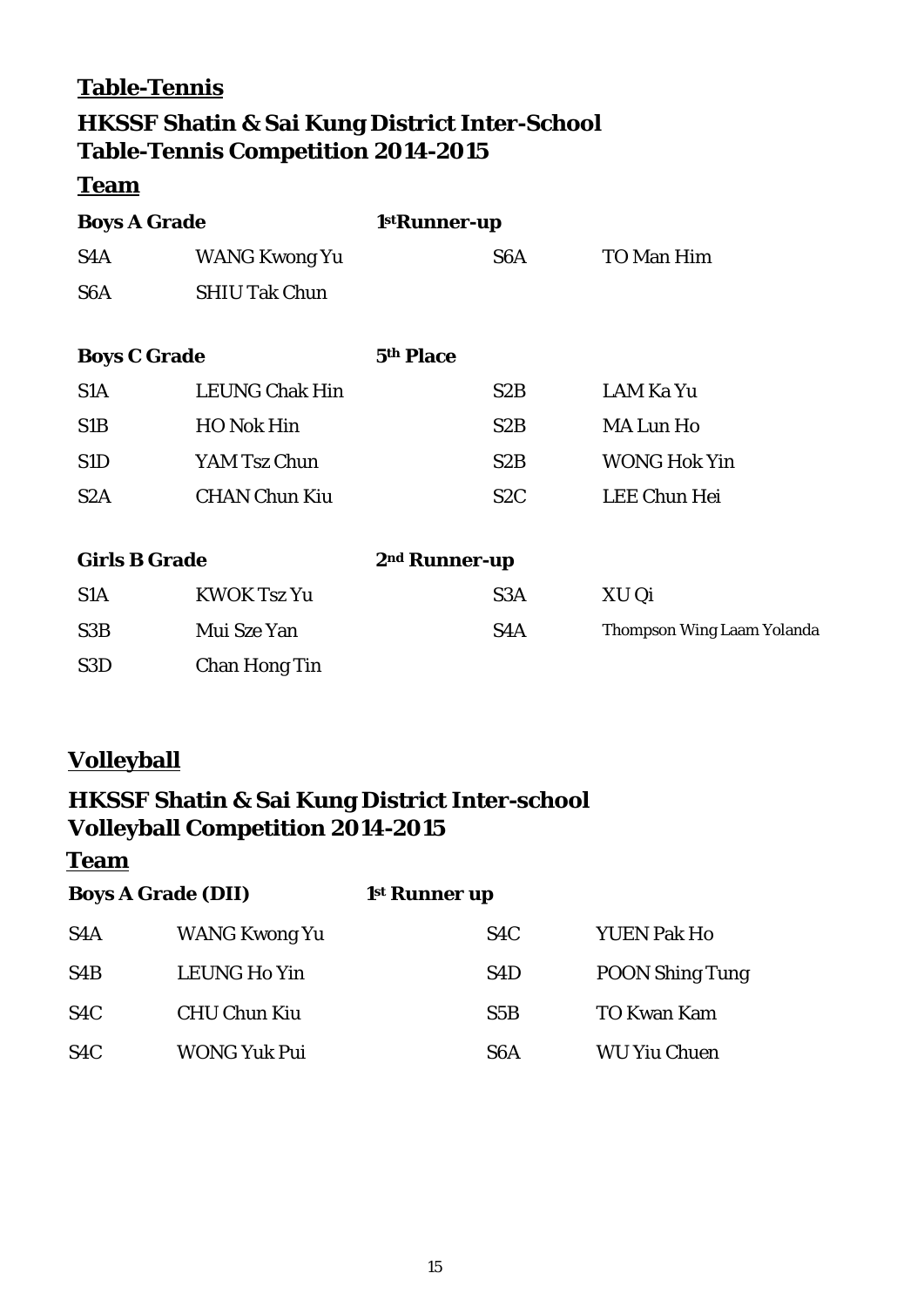## Table-Tennis

## HKSSF Shatin & Sai Kung District Inter-School Table-Tennis Competition 2014-2015

### Team

| **Boys A Grade** | | **1stRunner-up** | |
|---|---|---|---|
| S4A | WANG Kwong Yu | S6A | TO Man Him |
| S6A | SHIU Tak Chun | | |

| **Boys C Grade** | | **5th Place** | |
|---|---|---|---|
| S1A | LEUNG Chak Hin | S2B | LAM Ka Yu |
| S1B | HO Nok Hin | S2B | MA Lun Ho |
| S1D | YAM Tsz Chun | S2B | WONG Hok Yin |
| S2A | CHAN Chun Kiu | S2C | LEE Chun Hei |

| **Girls B Grade** | | **2nd Runner-up** | |
|---|---|---|---|
| S1A | KWOK Tsz Yu | S3A | XU Qi |
| S3B | Mui Sze Yan | S4A | Thompson Wing Laam Yolanda |
| S3D | Chan Hong Tin | | |

## Volleyball

## HKSSF Shatin & Sai Kung District Inter-school Volleyball Competition 2014-2015

### Team

| **Boys A Grade (DII)** | | **1st Runner up** | |
|---|---|---|---|
| S4A | WANG Kwong Yu | S4C | YUEN Pak Ho |
| S4B | LEUNG Ho Yin | S4D | POON Shing Tung |
| S4C | CHU Chun Kiu | S5B | TO Kwan Kam |
| S4C | WONG Yuk Pui | S6A | WU Yiu Chuen |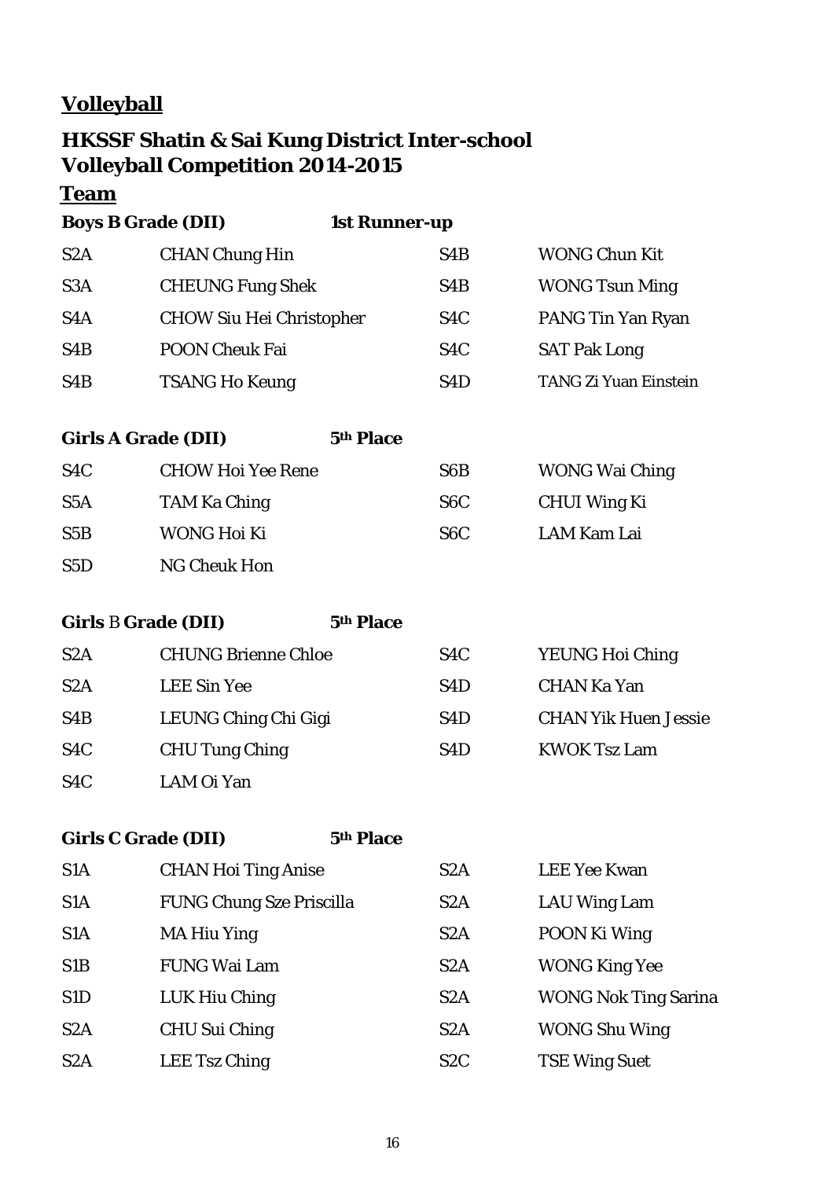## Volleyball

### HKSSF Shatin & Sai Kung District Inter-school Volleyball Competition 2014-2015

### Team

**Boys B Grade (DII)** **1st Runner-up**

| | | | |
|---|---|---|---|
| S2A | CHAN Chung Hin | S4B | WONG Chun Kit |
| S3A | CHEUNG Fung Shek | S4B | WONG Tsun Ming |
| S4A | CHOW Siu Hei Christopher | S4C | PANG Tin Yan Ryan |
| S4B | POON Cheuk Fai | S4C | SAT Pak Long |
| S4B | TSANG Ho Keung | S4D | TANG Zi Yuan Einstein |

**Girls A Grade (DII)** **5th Place**

| | | | |
|---|---|---|---|
| S4C | CHOW Hoi Yee Rene | S6B | WONG Wai Ching |
| S5A | TAM Ka Ching | S6C | CHUI Wing Ki |
| S5B | WONG Hoi Ki | S6C | LAM Kam Lai |
| S5D | NG Cheuk Hon | | |

**Girls B Grade (DII)** **5th Place**

| | | | |
|---|---|---|---|
| S2A | CHUNG Brienne Chloe | S4C | YEUNG Hoi Ching |
| S2A | LEE Sin Yee | S4D | CHAN Ka Yan |
| S4B | LEUNG Ching Chi Gigi | S4D | CHAN Yik Huen Jessie |
| S4C | CHU Tung Ching | S4D | KWOK Tsz Lam |
| S4C | LAM Oi Yan | | |

**Girls C Grade (DII)** **5th Place**

| | | | |
|---|---|---|---|
| S1A | CHAN Hoi Ting Anise | S2A | LEE Yee Kwan |
| S1A | FUNG Chung Sze Priscilla | S2A | LAU Wing Lam |
| S1A | MA Hiu Ying | S2A | POON Ki Wing |
| S1B | FUNG Wai Lam | S2A | WONG King Yee |
| S1D | LUK Hiu Ching | S2A | WONG Nok Ting Sarina |
| S2A | CHU Sui Ching | S2A | WONG Shu Wing |
| S2A | LEE Tsz Ching | S2C | TSE Wing Suet |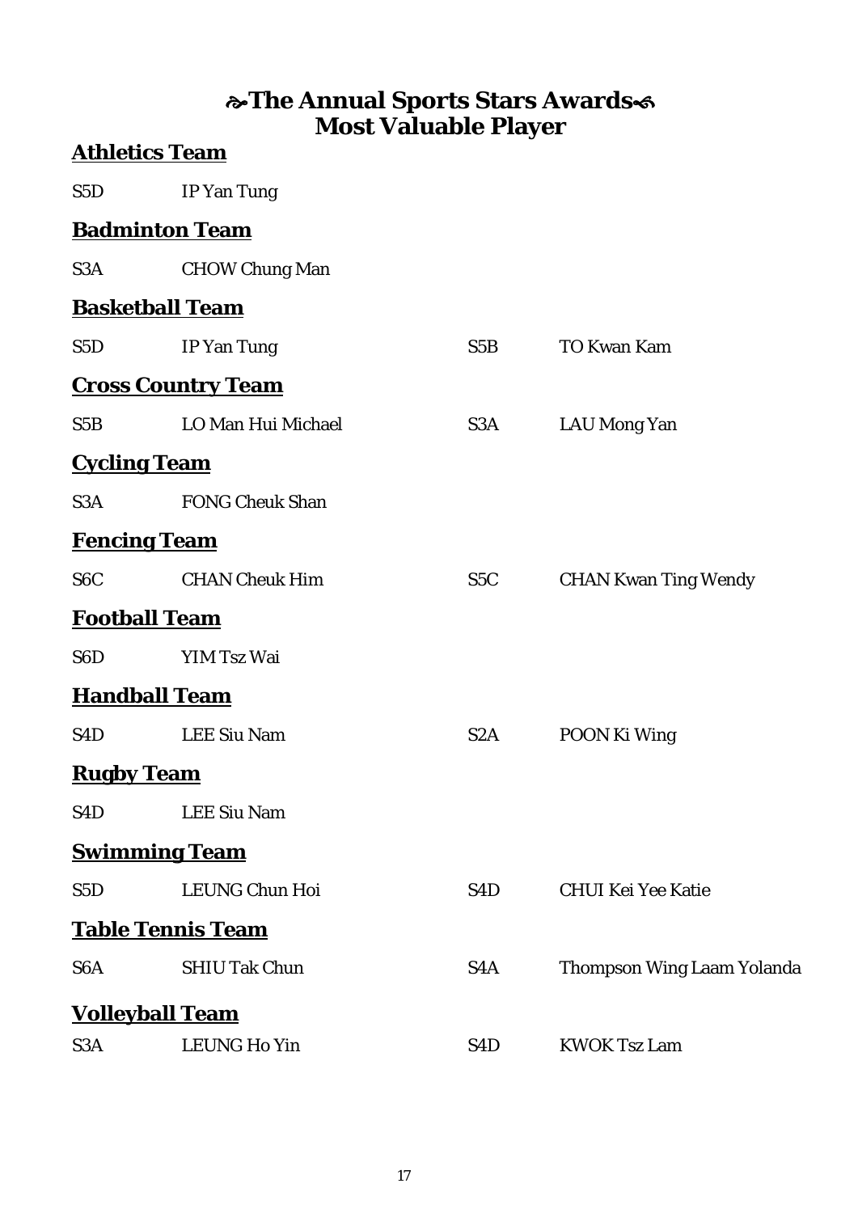# ☙The Annual Sports Stars Awards❧
# Most Valuable Player

## Athletics Team

S5D IP Yan Tung

## Badminton Team

S3A CHOW Chung Man

## Basketball Team

| | | | |
|---|---|---|---|
| S5D | IP Yan Tung | S5B | TO Kwan Kam |

## Cross Country Team

| | | | |
|---|---|---|---|
| S5B | LO Man Hui Michael | S3A | LAU Mong Yan |

## Cycling Team

S3A FONG Cheuk Shan

## Fencing Team

| | | | |
|---|---|---|---|
| S6C | CHAN Cheuk Him | S5C | CHAN Kwan Ting Wendy |

## Football Team

S6D YIM Tsz Wai

## Handball Team

| | | | |
|---|---|---|---|
| S4D | LEE Siu Nam | S2A | POON Ki Wing |

## Rugby Team

S4D LEE Siu Nam

## Swimming Team

| | | | |
|---|---|---|---|
| S5D | LEUNG Chun Hoi | S4D | CHUI Kei Yee Katie |

## Table Tennis Team

| | | | |
|---|---|---|---|
| S6A | SHIU Tak Chun | S4A | Thompson Wing Laam Yolanda |

## Volleyball Team

| | | | |
|---|---|---|---|
| S3A | LEUNG Ho Yin | S4D | KWOK Tsz Lam |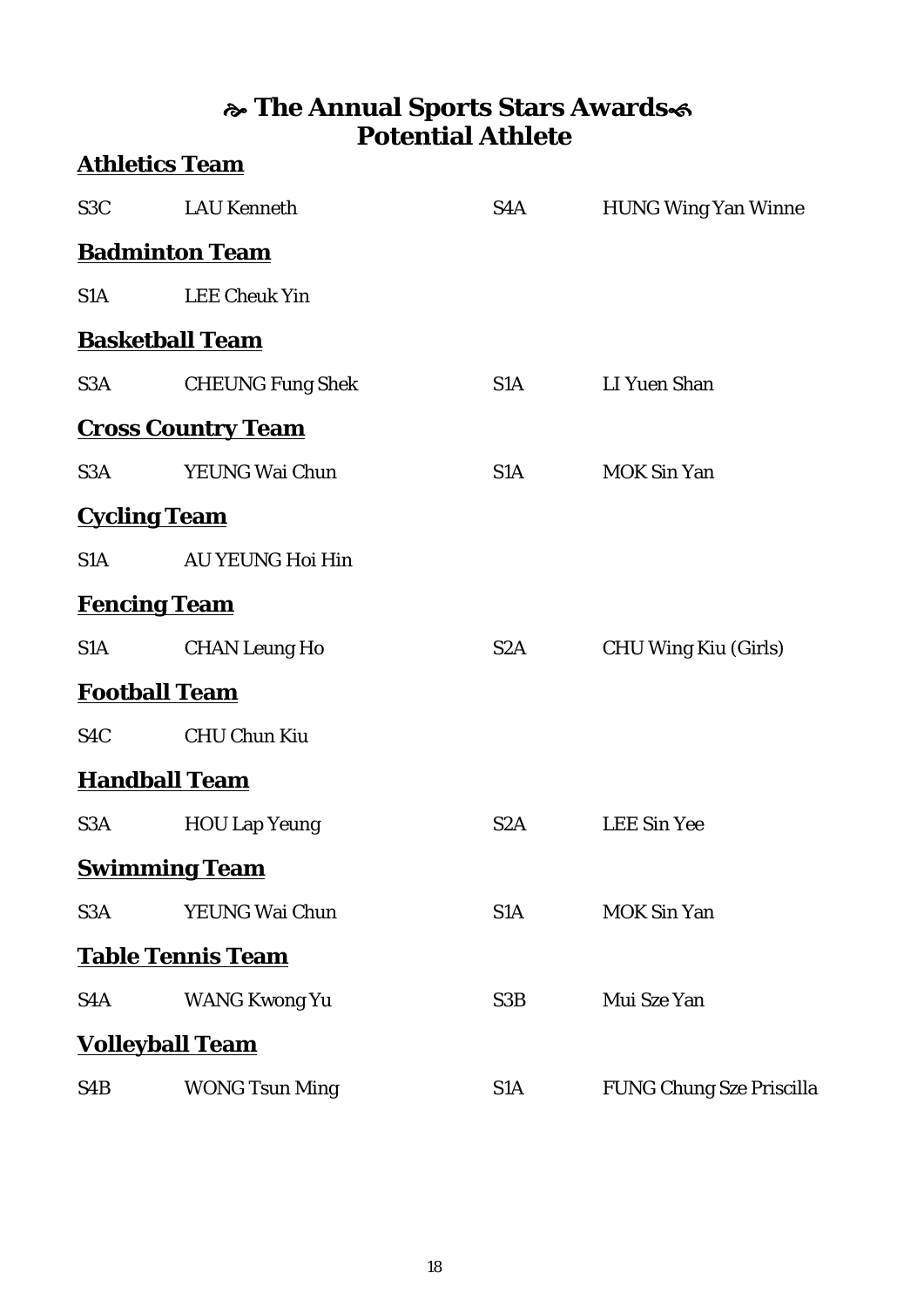# ☙ The Annual Sports Stars Awards❧
# Potential Athlete

## Athletics Team

| | | | |
|---|---|---|---|
| S3C | LAU Kenneth | S4A | HUNG Wing Yan Winne |

## Badminton Team

| | |
|---|---|
| S1A | LEE Cheuk Yin |

## Basketball Team

| | | | |
|---|---|---|---|
| S3A | CHEUNG Fung Shek | S1A | LI Yuen Shan |

## Cross Country Team

| | | | |
|---|---|---|---|
| S3A | YEUNG Wai Chun | S1A | MOK Sin Yan |

## Cycling Team

| | |
|---|---|
| S1A | AU YEUNG Hoi Hin |

## Fencing Team

| | | | |
|---|---|---|---|
| S1A | CHAN Leung Ho | S2A | CHU Wing Kiu (Girls) |

## Football Team

| | |
|---|---|
| S4C | CHU Chun Kiu |

## Handball Team

| | | | |
|---|---|---|---|
| S3A | HOU Lap Yeung | S2A | LEE Sin Yee |

## Swimming Team

| | | | |
|---|---|---|---|
| S3A | YEUNG Wai Chun | S1A | MOK Sin Yan |

## Table Tennis Team

| | | | |
|---|---|---|---|
| S4A | WANG Kwong Yu | S3B | Mui Sze Yan |

## Volleyball Team

| | | | |
|---|---|---|---|
| S4B | WONG Tsun Ming | S1A | FUNG Chung Sze Priscilla |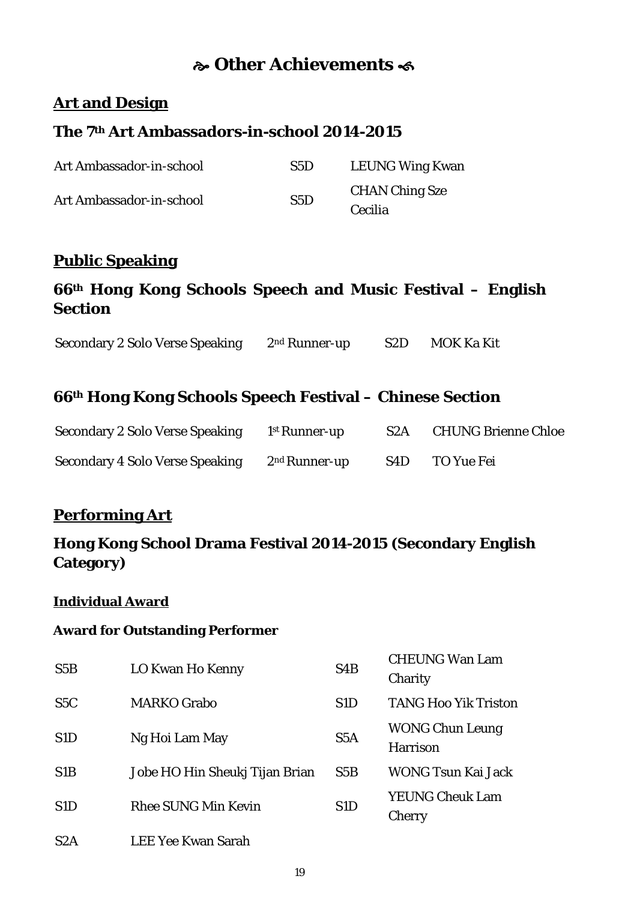# ☙ Other Achievements ❧

## Art and Design

### The 7th Art Ambassadors-in-school 2014-2015

| | | |
|---|---|---|
| Art Ambassador-in-school | S5D | LEUNG Wing Kwan |
| Art Ambassador-in-school | S5D | CHAN Ching Sze Cecilia |

## Public Speaking

### 66th Hong Kong Schools Speech and Music Festival – English Section

| | | | |
|---|---|---|---|
| Secondary 2 Solo Verse Speaking | 2nd Runner-up | S2D | MOK Ka Kit |

### 66th Hong Kong Schools Speech Festival – Chinese Section

| | | | |
|---|---|---|---|
| Secondary 2 Solo Verse Speaking | 1st Runner-up | S2A | CHUNG Brienne Chloe |
| Secondary 4 Solo Verse Speaking | 2nd Runner-up | S4D | TO Yue Fei |

## Performing Art

### Hong Kong School Drama Festival 2014-2015 (Secondary English Category)

**Individual Award**

**Award for Outstanding Performer**

| | | | |
|---|---|---|---|
| S5B | LO Kwan Ho Kenny | S4B | CHEUNG Wan Lam Charity |
| S5C | MARKO Grabo | S1D | TANG Hoo Yik Triston |
| S1D | Ng Hoi Lam May | S5A | WONG Chun Leung Harrison |
| S1B | Jobe HO Hin Sheukj Tijan Brian | S5B | WONG Tsun Kai Jack |
| S1D | Rhee SUNG Min Kevin | S1D | YEUNG Cheuk Lam Cherry |
| S2A | LEE Yee Kwan Sarah | | |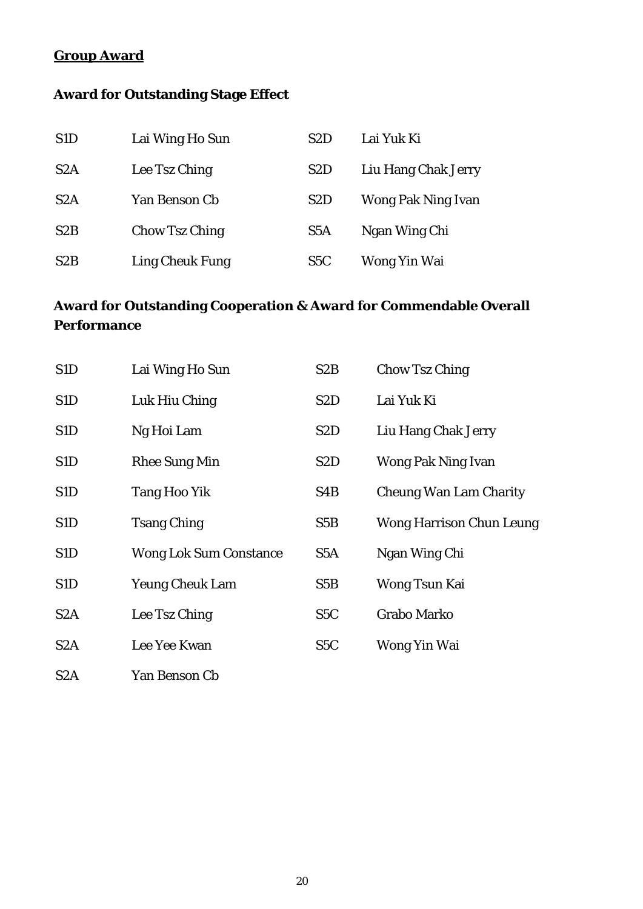**<u>Group Award</u>**

### Award for Outstanding Stage Effect

| | | | |
|---|---|---|---|
| S1D | Lai Wing Ho Sun | S2D | Lai Yuk Ki |
| S2A | Lee Tsz Ching | S2D | Liu Hang Chak Jerry |
| S2A | Yan Benson Cb | S2D | Wong Pak Ning Ivan |
| S2B | Chow Tsz Ching | S5A | Ngan Wing Chi |
| S2B | Ling Cheuk Fung | S5C | Wong Yin Wai |

### Award for Outstanding Cooperation & Award for Commendable Overall Performance

| | | | |
|---|---|---|---|
| S1D | Lai Wing Ho Sun | S2B | Chow Tsz Ching |
| S1D | Luk Hiu Ching | S2D | Lai Yuk Ki |
| S1D | Ng Hoi Lam | S2D | Liu Hang Chak Jerry |
| S1D | Rhee Sung Min | S2D | Wong Pak Ning Ivan |
| S1D | Tang Hoo Yik | S4B | Cheung Wan Lam Charity |
| S1D | Tsang Ching | S5B | Wong Harrison Chun Leung |
| S1D | Wong Lok Sum Constance | S5A | Ngan Wing Chi |
| S1D | Yeung Cheuk Lam | S5B | Wong Tsun Kai |
| S2A | Lee Tsz Ching | S5C | Grabo Marko |
| S2A | Lee Yee Kwan | S5C | Wong Yin Wai |
| S2A | Yan Benson Cb | | |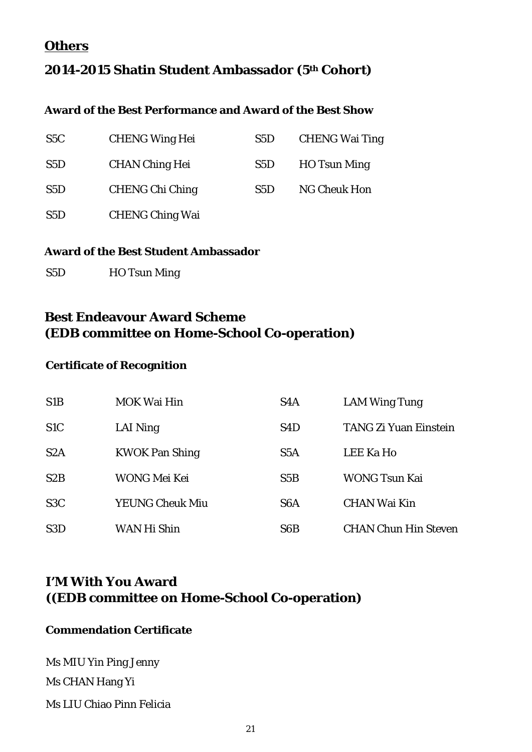## Others

## 2014-2015 Shatin Student Ambassador (5th Cohort)

### Award of the Best Performance and Award of the Best Show

| | | | |
|---|---|---|---|
| S5C | CHENG Wing Hei | S5D | CHENG Wai Ting |
| S5D | CHAN Ching Hei | S5D | HO Tsun Ming |
| S5D | CHENG Chi Ching | S5D | NG Cheuk Hon |
| S5D | CHENG Ching Wai | | |

### Award of the Best Student Ambassador

| | |
|---|---|
| S5D | HO Tsun Ming |

## Best Endeavour Award Scheme (EDB committee on Home-School Co-operation)

### Certificate of Recognition

| | | | |
|---|---|---|---|
| S1B | MOK Wai Hin | S4A | LAM Wing Tung |
| S1C | LAI Ning | S4D | TANG Zi Yuan Einstein |
| S2A | KWOK Pan Shing | S5A | LEE Ka Ho |
| S2B | WONG Mei Kei | S5B | WONG Tsun Kai |
| S3C | YEUNG Cheuk Miu | S6A | CHAN Wai Kin |
| S3D | WAN Hi Shin | S6B | CHAN Chun Hin Steven |

## I'M With You Award ((EDB committee on Home-School Co-operation)

### Commendation Certificate

Ms MIU Yin Ping Jenny

Ms CHAN Hang Yi

Ms LIU Chiao Pinn Felicia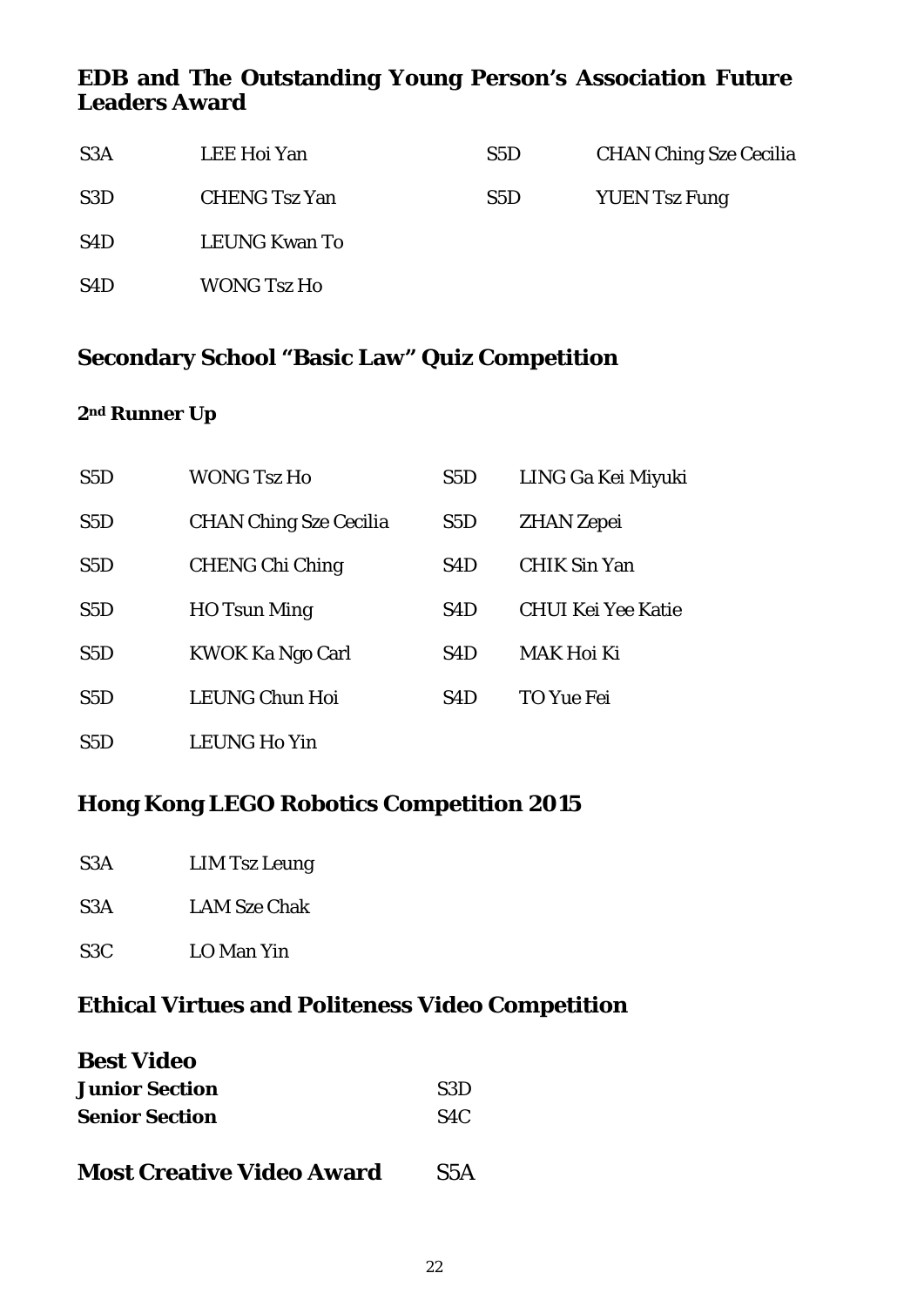## EDB and The Outstanding Young Person's Association Future Leaders Award

| | | | |
|---|---|---|---|
| S3A | LEE Hoi Yan | S5D | CHAN Ching Sze Cecilia |
| S3D | CHENG Tsz Yan | S5D | YUEN Tsz Fung |
| S4D | LEUNG Kwan To | | |
| S4D | WONG Tsz Ho | | |

## Secondary School "Basic Law" Quiz Competition

**2nd Runner Up**

| | | | |
|---|---|---|---|
| S5D | WONG Tsz Ho | S5D | LING Ga Kei Miyuki |
| S5D | CHAN Ching Sze Cecilia | S5D | ZHAN Zepei |
| S5D | CHENG Chi Ching | S4D | CHIK Sin Yan |
| S5D | HO Tsun Ming | S4D | CHUI Kei Yee Katie |
| S5D | KWOK Ka Ngo Carl | S4D | MAK Hoi Ki |
| S5D | LEUNG Chun Hoi | S4D | TO Yue Fei |
| S5D | LEUNG Ho Yin | | |

## Hong Kong LEGO Robotics Competition 2015

| | |
|---|---|
| S3A | LIM Tsz Leung |
| S3A | LAM Sze Chak |
| S3C | LO Man Yin |

## Ethical Virtues and Politeness Video Competition

**Best Video**

| | |
|---|---|
| **Junior Section** | S3D |
| **Senior Section** | S4C |

**Most Creative Video Award** S5A